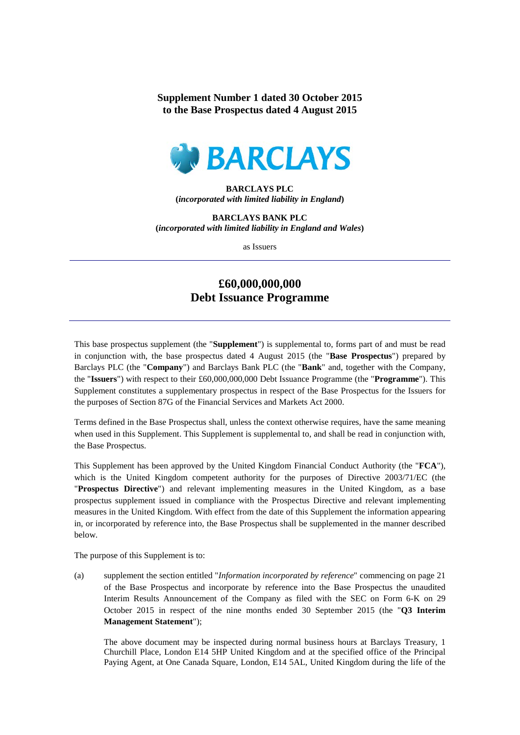**Supplement Number 1 dated 30 October 2015**
**to the Base Prospectus dated 4 August 2015**

**BARCLAYS PLC**
**(*incorporated with limited liability in England*)**

**BARCLAYS BANK PLC**
**(*incorporated with limited liability in England and Wales*)**

as Issuers

# £60,000,000,000
# Debt Issuance Programme

This base prospectus supplement (the "**Supplement**") is supplemental to, forms part of and must be read in conjunction with, the base prospectus dated 4 August 2015 (the "**Base Prospectus**") prepared by Barclays PLC (the "**Company**") and Barclays Bank PLC (the "**Bank**" and, together with the Company, the "**Issuers**") with respect to their £60,000,000,000 Debt Issuance Programme (the "**Programme**"). This Supplement constitutes a supplementary prospectus in respect of the Base Prospectus for the Issuers for the purposes of Section 87G of the Financial Services and Markets Act 2000.

Terms defined in the Base Prospectus shall, unless the context otherwise requires, have the same meaning when used in this Supplement. This Supplement is supplemental to, and shall be read in conjunction with, the Base Prospectus.

This Supplement has been approved by the United Kingdom Financial Conduct Authority (the "**FCA**"), which is the United Kingdom competent authority for the purposes of Directive 2003/71/EC (the "**Prospectus Directive**") and relevant implementing measures in the United Kingdom, as a base prospectus supplement issued in compliance with the Prospectus Directive and relevant implementing measures in the United Kingdom. With effect from the date of this Supplement the information appearing in, or incorporated by reference into, the Base Prospectus shall be supplemented in the manner described below.

The purpose of this Supplement is to:

(a) supplement the section entitled "*Information incorporated by reference*" commencing on page 21 of the Base Prospectus and incorporate by reference into the Base Prospectus the unaudited Interim Results Announcement of the Company as filed with the SEC on Form 6-K on 29 October 2015 in respect of the nine months ended 30 September 2015 (the "**Q3 Interim Management Statement**");

The above document may be inspected during normal business hours at Barclays Treasury, 1 Churchill Place, London E14 5HP United Kingdom and at the specified office of the Principal Paying Agent, at One Canada Square, London, E14 5AL, United Kingdom during the life of the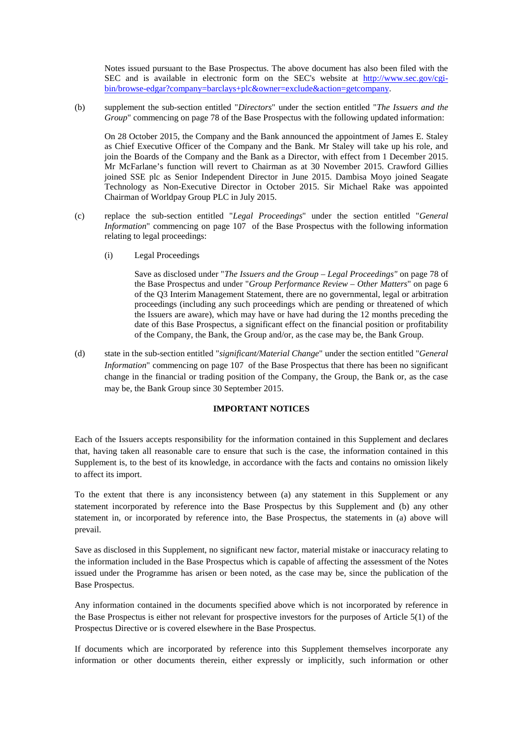Notes issued pursuant to the Base Prospectus. The above document has also been filed with the SEC and is available in electronic form on the SEC's website at [http://www.sec.gov/cgi-bin/browse-edgar?company=barclays+plc&owner=exclude&action=getcompany](http://www.sec.gov/cgi-bin/browse-edgar?company=barclays+plc&owner=exclude&action=getcompany).

(b) supplement the sub-section entitled "*Directors*" under the section entitled "*The Issuers and the Group*" commencing on page 78 of the Base Prospectus with the following updated information:

On 28 October 2015, the Company and the Bank announced the appointment of James E. Staley as Chief Executive Officer of the Company and the Bank. Mr Staley will take up his role, and join the Boards of the Company and the Bank as a Director, with effect from 1 December 2015. Mr McFarlane's function will revert to Chairman as at 30 November 2015. Crawford Gillies joined SSE plc as Senior Independent Director in June 2015. Dambisa Moyo joined Seagate Technology as Non-Executive Director in October 2015. Sir Michael Rake was appointed Chairman of Worldpay Group PLC in July 2015.

(c) replace the sub-section entitled "*Legal Proceedings*" under the section entitled "*General Information*" commencing on page 107 of the Base Prospectus with the following information relating to legal proceedings:

(i) Legal Proceedings

Save as disclosed under "*The Issuers and the Group – Legal Proceedings"* on page 78 of the Base Prospectus and under "*Group Performance Review – Other Matters*" on page 6 of the Q3 Interim Management Statement, there are no governmental, legal or arbitration proceedings (including any such proceedings which are pending or threatened of which the Issuers are aware), which may have or have had during the 12 months preceding the date of this Base Prospectus, a significant effect on the financial position or profitability of the Company, the Bank, the Group and/or, as the case may be, the Bank Group.

(d) state in the sub-section entitled "*significant/Material Change*" under the section entitled "*General Information*" commencing on page 107 of the Base Prospectus that there has been no significant change in the financial or trading position of the Company, the Group, the Bank or, as the case may be, the Bank Group since 30 September 2015.

**IMPORTANT NOTICES**

Each of the Issuers accepts responsibility for the information contained in this Supplement and declares that, having taken all reasonable care to ensure that such is the case, the information contained in this Supplement is, to the best of its knowledge, in accordance with the facts and contains no omission likely to affect its import.

To the extent that there is any inconsistency between (a) any statement in this Supplement or any statement incorporated by reference into the Base Prospectus by this Supplement and (b) any other statement in, or incorporated by reference into, the Base Prospectus, the statements in (a) above will prevail.

Save as disclosed in this Supplement, no significant new factor, material mistake or inaccuracy relating to the information included in the Base Prospectus which is capable of affecting the assessment of the Notes issued under the Programme has arisen or been noted, as the case may be, since the publication of the Base Prospectus.

Any information contained in the documents specified above which is not incorporated by reference in the Base Prospectus is either not relevant for prospective investors for the purposes of Article 5(1) of the Prospectus Directive or is covered elsewhere in the Base Prospectus.

If documents which are incorporated by reference into this Supplement themselves incorporate any information or other documents therein, either expressly or implicitly, such information or other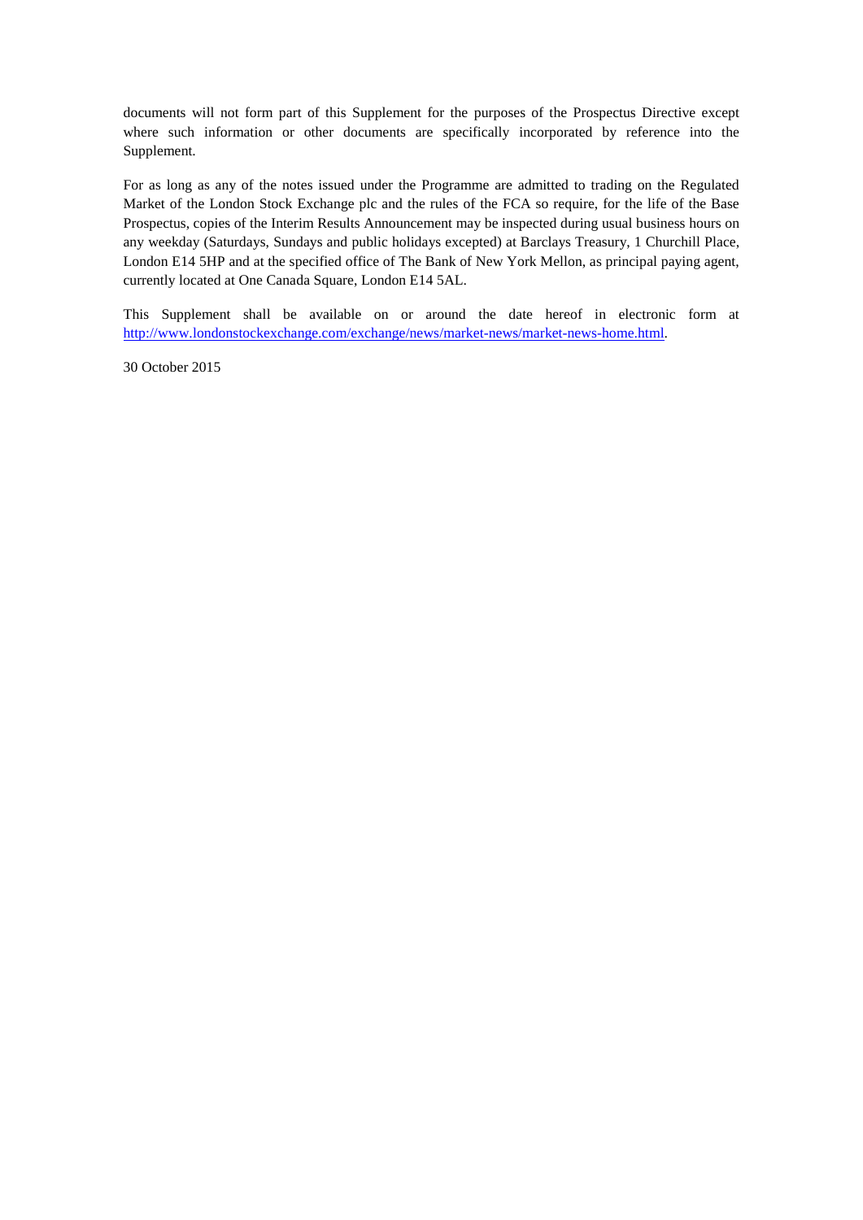documents will not form part of this Supplement for the purposes of the Prospectus Directive except where such information or other documents are specifically incorporated by reference into the Supplement.

For as long as any of the notes issued under the Programme are admitted to trading on the Regulated Market of the London Stock Exchange plc and the rules of the FCA so require, for the life of the Base Prospectus, copies of the Interim Results Announcement may be inspected during usual business hours on any weekday (Saturdays, Sundays and public holidays excepted) at Barclays Treasury, 1 Churchill Place, London E14 5HP and at the specified office of The Bank of New York Mellon, as principal paying agent, currently located at One Canada Square, London E14 5AL.

This Supplement shall be available on or around the date hereof in electronic form at http://www.londonstockexchange.com/exchange/news/market-news/market-news-home.html.

30 October 2015